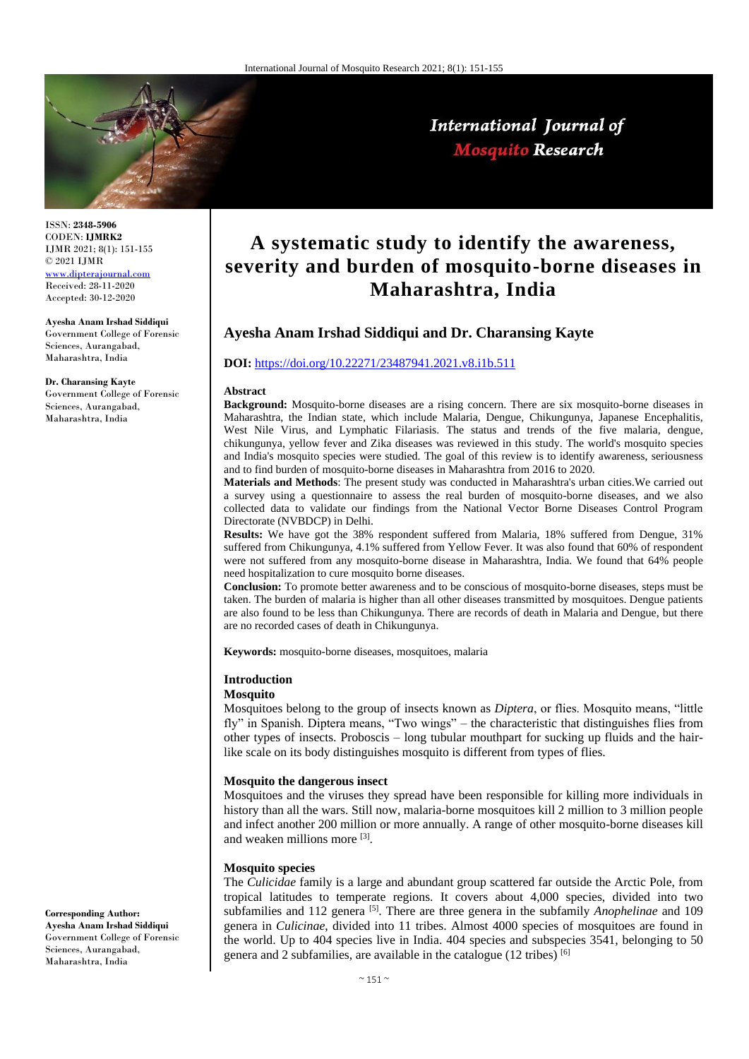ISSN: **2348-5906**
CODEN: **IJMRK2**
IJMR 2021; 8(1): 151-155
© 2021 IJMR
www.dipterajournal.com
Received: 28-11-2020
Accepted: 30-12-2020

**Ayesha Anam Irshad Siddiqui**
Government College of Forensic Sciences, Aurangabad, Maharashtra, India

**Dr. Charansing Kayte**
Government College of Forensic Sciences, Aurangabad, Maharashtra, India

**Corresponding Author:**
**Ayesha Anam Irshad Siddiqui**
Government College of Forensic Sciences, Aurangabad, Maharashtra, India

# A systematic study to identify the awareness, severity and burden of mosquito-borne diseases in Maharashtra, India

## Ayesha Anam Irshad Siddiqui and Dr. Charansing Kayte

**DOI:** https://doi.org/10.22271/23487941.2021.v8.i1b.511

### Abstract

**Background:** Mosquito-borne diseases are a rising concern. There are six mosquito-borne diseases in Maharashtra, the Indian state, which include Malaria, Dengue, Chikungunya, Japanese Encephalitis, West Nile Virus, and Lymphatic Filariasis. The status and trends of the five malaria, dengue, chikungunya, yellow fever and Zika diseases was reviewed in this study. The world's mosquito species and India's mosquito species were studied. The goal of this review is to identify awareness, seriousness and to find burden of mosquito-borne diseases in Maharashtra from 2016 to 2020.

**Materials and Methods**: The present study was conducted in Maharashtra's urban cities.We carried out a survey using a questionnaire to assess the real burden of mosquito-borne diseases, and we also collected data to validate our findings from the National Vector Borne Diseases Control Program Directorate (NVBDCP) in Delhi.

**Results:** We have got the 38% respondent suffered from Malaria, 18% suffered from Dengue, 31% suffered from Chikungunya, 4.1% suffered from Yellow Fever. It was also found that 60% of respondent were not suffered from any mosquito-borne disease in Maharashtra, India. We found that 64% people need hospitalization to cure mosquito borne diseases.

**Conclusion:** To promote better awareness and to be conscious of mosquito-borne diseases, steps must be taken. The burden of malaria is higher than all other diseases transmitted by mosquitoes. Dengue patients are also found to be less than Chikungunya. There are records of death in Malaria and Dengue, but there are no recorded cases of death in Chikungunya.

**Keywords:** mosquito-borne diseases, mosquitoes, malaria

### Introduction

#### Mosquito

Mosquitoes belong to the group of insects known as *Diptera*, or flies. Mosquito means, "little fly" in Spanish. Diptera means, "Two wings" – the characteristic that distinguishes flies from other types of insects. Proboscis – long tubular mouthpart for sucking up fluids and the hair-like scale on its body distinguishes mosquito is different from types of flies.

#### Mosquito the dangerous insect

Mosquitoes and the viruses they spread have been responsible for killing more individuals in history than all the wars. Still now, malaria-borne mosquitoes kill 2 million to 3 million people and infect another 200 million or more annually. A range of other mosquito-borne diseases kill and weaken millions more [3].

#### Mosquito species

The *Culicidae* family is a large and abundant group scattered far outside the Arctic Pole, from tropical latitudes to temperate regions. It covers about 4,000 species, divided into two subfamilies and 112 genera [5]. There are three genera in the subfamily *Anophelinae* and 109 genera in *Culicinae*, divided into 11 tribes. Almost 4000 species of mosquitoes are found in the world. Up to 404 species live in India. 404 species and subspecies 3541, belonging to 50 genera and 2 subfamilies, are available in the catalogue (12 tribes) [6]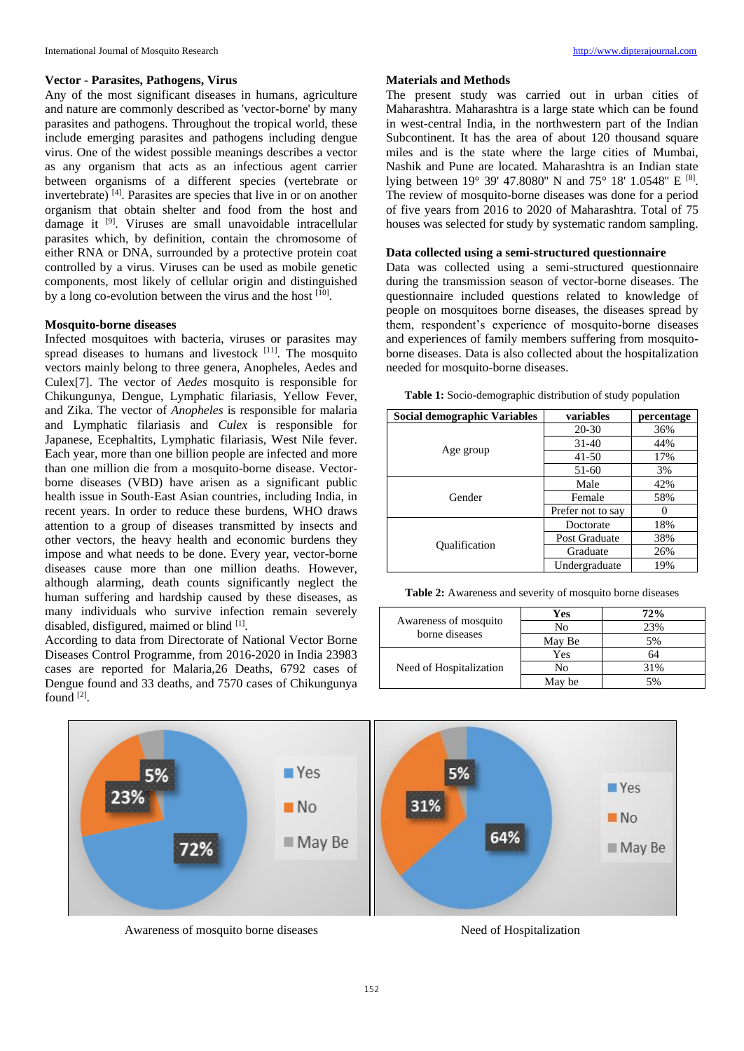### Vector - Parasites, Pathogens, Virus

Any of the most significant diseases in humans, agriculture and nature are commonly described as 'vector-borne' by many parasites and pathogens. Throughout the tropical world, these include emerging parasites and pathogens including dengue virus. One of the widest possible meanings describes a vector as any organism that acts as an infectious agent carrier between organisms of a different species (vertebrate or invertebrate) [4]. Parasites are species that live in or on another organism that obtain shelter and food from the host and damage it [9]. Viruses are small unavoidable intracellular parasites which, by definition, contain the chromosome of either RNA or DNA, surrounded by a protective protein coat controlled by a virus. Viruses can be used as mobile genetic components, most likely of cellular origin and distinguished by a long co-evolution between the virus and the host [10].

### Mosquito-borne diseases

Infected mosquitoes with bacteria, viruses or parasites may spread diseases to humans and livestock [11]. The mosquito vectors mainly belong to three genera, Anopheles, Aedes and Culex[7]. The vector of *Aedes* mosquito is responsible for Chikungunya, Dengue, Lymphatic filariasis, Yellow Fever, and Zika. The vector of *Anopheles* is responsible for malaria and Lymphatic filariasis and *Culex* is responsible for Japanese, Ecephaltits, Lymphatic filariasis, West Nile fever. Each year, more than one billion people are infected and more than one million die from a mosquito-borne disease. Vector-borne diseases (VBD) have arisen as a significant public health issue in South-East Asian countries, including India, in recent years. In order to reduce these burdens, WHO draws attention to a group of diseases transmitted by insects and other vectors, the heavy health and economic burdens they impose and what needs to be done. Every year, vector-borne diseases cause more than one million deaths. However, although alarming, death counts significantly neglect the human suffering and hardship caused by these diseases, as many individuals who survive infection remain severely disabled, disfigured, maimed or blind [1].

According to data from Directorate of National Vector Borne Diseases Control Programme, from 2016-2020 in India 23983 cases are reported for Malaria,26 Deaths, 6792 cases of Dengue found and 33 deaths, and 7570 cases of Chikungunya found [2].

### Materials and Methods

The present study was carried out in urban cities of Maharashtra. Maharashtra is a large state which can be found in west-central India, in the northwestern part of the Indian Subcontinent. It has the area of about 120 thousand square miles and is the state where the large cities of Mumbai, Nashik and Pune are located. Maharashtra is an Indian state lying between 19° 39' 47.8080" N and 75° 18' 1.0548" E [8]. The review of mosquito-borne diseases was done for a period of five years from 2016 to 2020 of Maharashtra. Total of 75 houses was selected for study by systematic random sampling.

### Data collected using a semi-structured questionnaire

Data was collected using a semi-structured questionnaire during the transmission season of vector-borne diseases. The questionnaire included questions related to knowledge of people on mosquitoes borne diseases, the diseases spread by them, respondent's experience of mosquito-borne diseases and experiences of family members suffering from mosquito-borne diseases. Data is also collected about the hospitalization needed for mosquito-borne diseases.

**Table 1:** Socio-demographic distribution of study population

| Social demographic Variables | variables | percentage |
|---|---|---|
| Age group | 20-30 | 36% |
| | 31-40 | 44% |
| | 41-50 | 17% |
| | 51-60 | 3% |
| Gender | Male | 42% |
| | Female | 58% |
| | Prefer not to say | 0 |
| Qualification | Doctorate | 18% |
| | Post Graduate | 38% |
| | Graduate | 26% |
| | Undergraduate | 19% |

**Table 2:** Awareness and severity of mosquito borne diseases

| | | |
|---|---|---|
| Awareness of mosquito borne diseases | **Yes** | **72%** |
| | No | 23% |
| | May Be | 5% |
| Need of Hospitalization | Yes | 64 |
| | No | 31% |
| | May be | 5% |

Awareness of mosquito borne diseases

Need of Hospitalization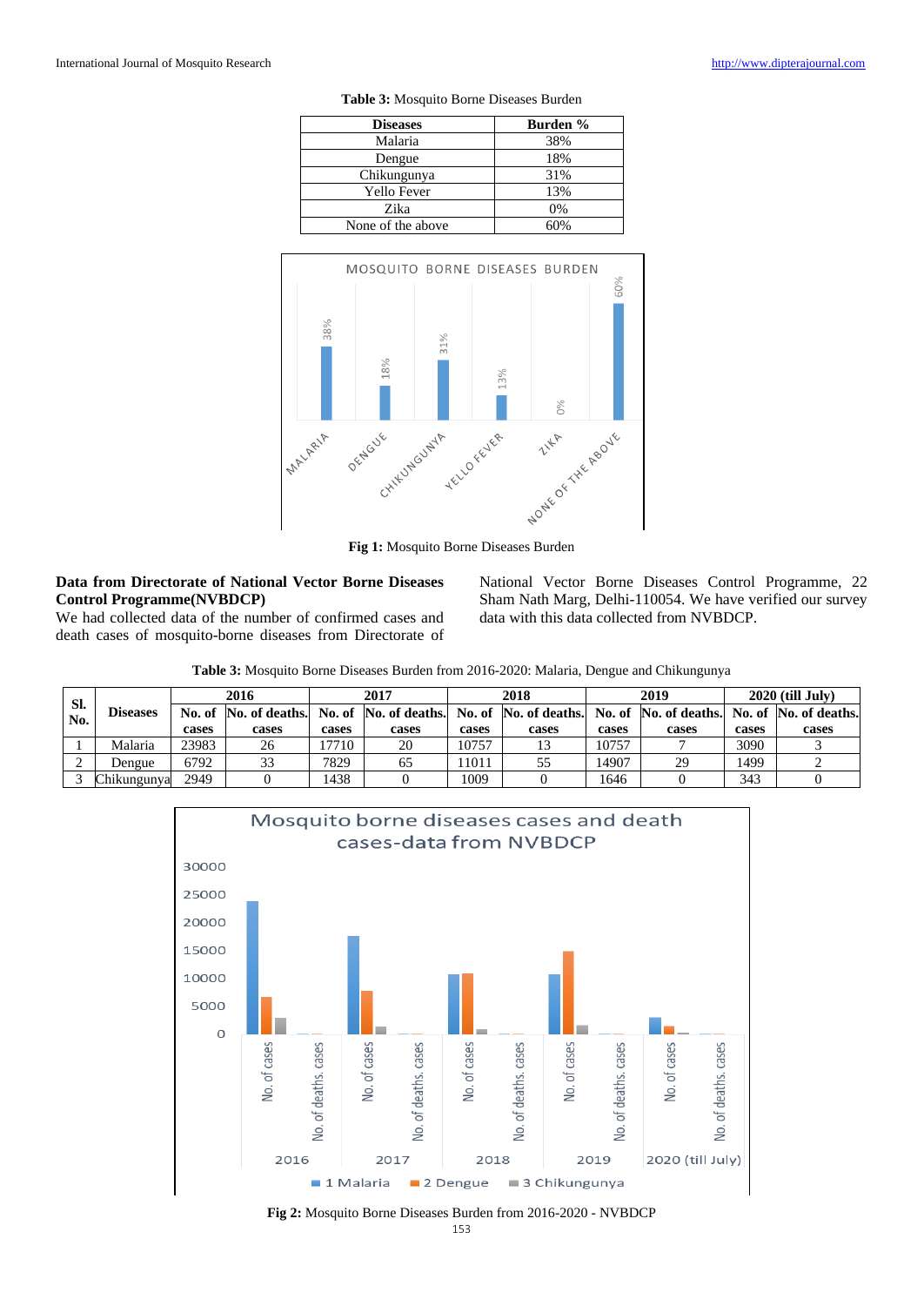**Table 3:** Mosquito Borne Diseases Burden

| Diseases | Burden % |
|---|---|
| Malaria | 38% |
| Dengue | 18% |
| Chikungunya | 31% |
| Yello Fever | 13% |
| Zika | 0% |
| None of the above | 60% |

**Fig 1:** Mosquito Borne Diseases Burden

**Data from Directorate of National Vector Borne Diseases Control Programme(NVBDCP)**

We had collected data of the number of confirmed cases and death cases of mosquito-borne diseases from Directorate of National Vector Borne Diseases Control Programme, 22 Sham Nath Marg, Delhi-110054. We have verified our survey data with this data collected from NVBDCP.

**Table 3:** Mosquito Borne Diseases Burden from 2016-2020: Malaria, Dengue and Chikungunya

| Sl. No. | Diseases | 2016 | | 2017 | | 2018 | | 2019 | | 2020 (till July) | |
|---|---|---|---|---|---|---|---|---|---|---|---|
| | | No. of cases | No. of deaths. cases | No. of cases | No. of deaths. cases | No. of cases | No. of deaths. cases | No. of cases | No. of deaths. cases | No. of cases | No. of deaths. cases |
| 1 | Malaria | 23983 | 26 | 17710 | 20 | 10757 | 13 | 10757 | 7 | 3090 | 3 |
| 2 | Dengue | 6792 | 33 | 7829 | 65 | 11011 | 55 | 14907 | 29 | 1499 | 2 |
| 3 | Chikungunya | 2949 | 0 | 1438 | 0 | 1009 | 0 | 1646 | 0 | 343 | 0 |

**Fig 2:** Mosquito Borne Diseases Burden from 2016-2020 - NVBDCP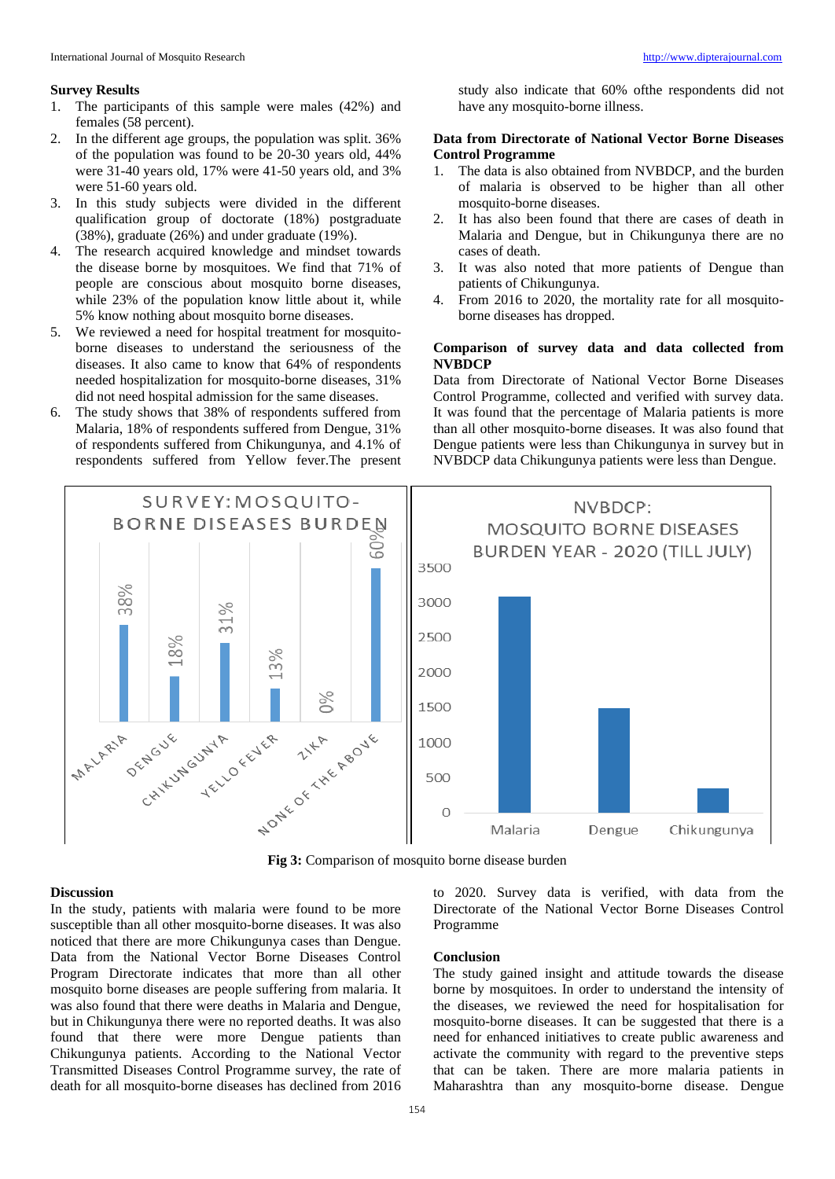### Survey Results

1. The participants of this sample were males (42%) and females (58 percent).
2. In the different age groups, the population was split. 36% of the population was found to be 20-30 years old, 44% were 31-40 years old, 17% were 41-50 years old, and 3% were 51-60 years old.
3. In this study subjects were divided in the different qualification group of doctorate (18%) postgraduate (38%), graduate (26%) and under graduate (19%).
4. The research acquired knowledge and mindset towards the disease borne by mosquitoes. We find that 71% of people are conscious about mosquito borne diseases, while 23% of the population know little about it, while 5% know nothing about mosquito borne diseases.
5. We reviewed a need for hospital treatment for mosquito-borne diseases to understand the seriousness of the diseases. It also came to know that 64% of respondents needed hospitalization for mosquito-borne diseases, 31% did not need hospital admission for the same diseases.
6. The study shows that 38% of respondents suffered from Malaria, 18% of respondents suffered from Dengue, 31% of respondents suffered from Chikungunya, and 4.1% of respondents suffered from Yellow fever.The present study also indicate that 60% ofthe respondents did not have any mosquito-borne illness.

### Data from Directorate of National Vector Borne Diseases Control Programme

1. The data is also obtained from NVBDCP, and the burden of malaria is observed to be higher than all other mosquito-borne diseases.
2. It has also been found that there are cases of death in Malaria and Dengue, but in Chikungunya there are no cases of death.
3. It was also noted that more patients of Dengue than patients of Chikungunya.
4. From 2016 to 2020, the mortality rate for all mosquito-borne diseases has dropped.

### Comparison of survey data and data collected from NVBDCP

Data from Directorate of National Vector Borne Diseases Control Programme, collected and verified with survey data. It was found that the percentage of Malaria patients is more than all other mosquito-borne diseases. It was also found that Dengue patients were less than Chikungunya in survey but in NVBDCP data Chikungunya patients were less than Dengue.

**Fig 3:** Comparison of mosquito borne disease burden

### Discussion

In the study, patients with malaria were found to be more susceptible than all other mosquito-borne diseases. It was also noticed that there are more Chikungunya cases than Dengue. Data from the National Vector Borne Diseases Control Program Directorate indicates that more than all other mosquito borne diseases are people suffering from malaria. It was also found that there were deaths in Malaria and Dengue, but in Chikungunya there were no reported deaths. It was also found that there were more Dengue patients than Chikungunya patients. According to the National Vector Transmitted Diseases Control Programme survey, the rate of death for all mosquito-borne diseases has declined from 2016 to 2020. Survey data is verified, with data from the Directorate of the National Vector Borne Diseases Control Programme

### Conclusion

The study gained insight and attitude towards the disease borne by mosquitoes. In order to understand the intensity of the diseases, we reviewed the need for hospitalisation for mosquito-borne diseases. It can be suggested that there is a need for enhanced initiatives to create public awareness and activate the community with regard to the preventive steps that can be taken. There are more malaria patients in Maharashtra than any mosquito-borne disease. Dengue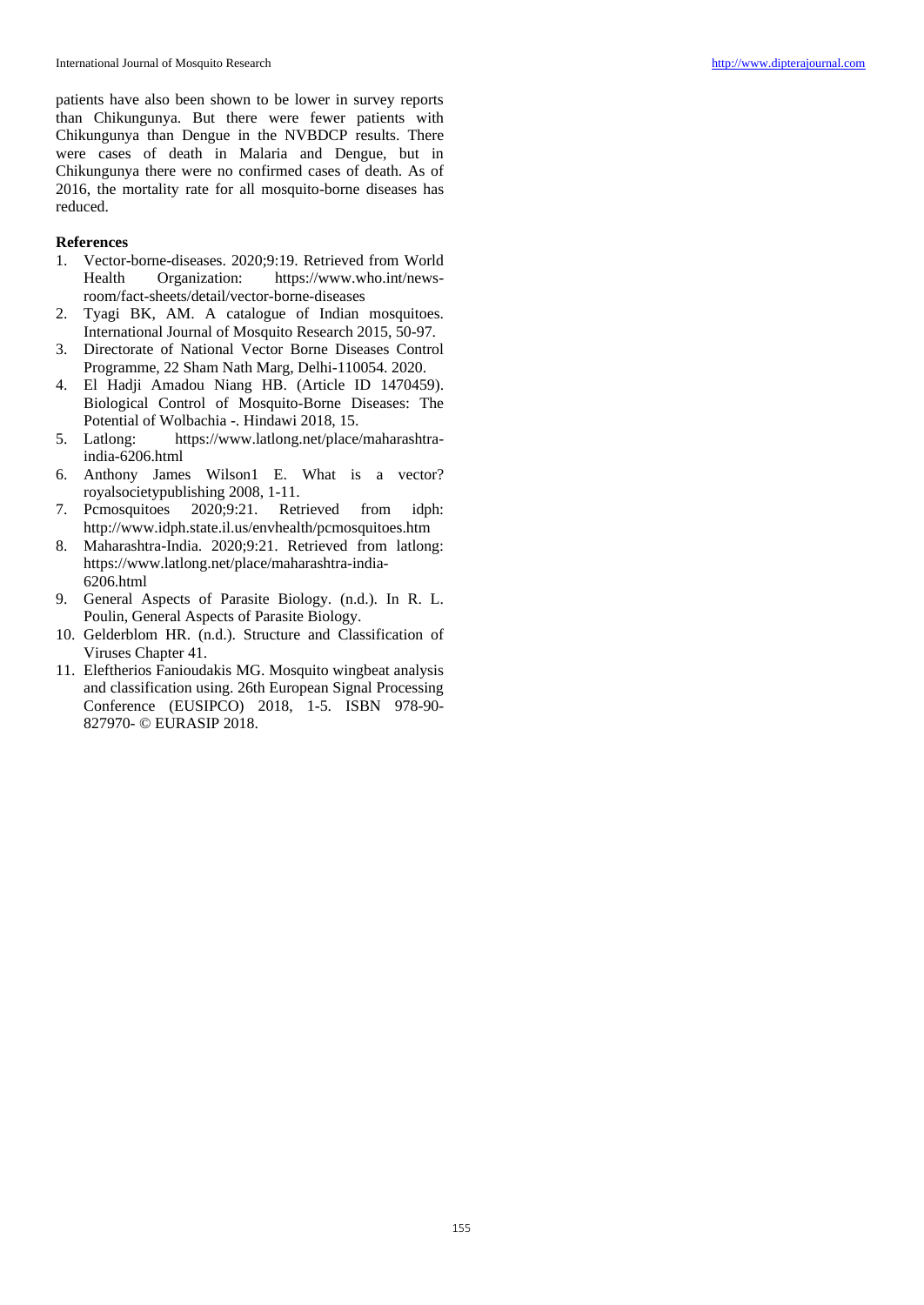patients have also been shown to be lower in survey reports than Chikungunya. But there were fewer patients with Chikungunya than Dengue in the NVBDCP results. There were cases of death in Malaria and Dengue, but in Chikungunya there were no confirmed cases of death. As of 2016, the mortality rate for all mosquito-borne diseases has reduced.

## References

1. Vector-borne-diseases. 2020;9:19. Retrieved from World Health Organization: https://www.who.int/news-room/fact-sheets/detail/vector-borne-diseases
2. Tyagi BK, AM. A catalogue of Indian mosquitoes. International Journal of Mosquito Research 2015, 50-97.
3. Directorate of National Vector Borne Diseases Control Programme, 22 Sham Nath Marg, Delhi-110054. 2020.
4. El Hadji Amadou Niang HB. (Article ID 1470459). Biological Control of Mosquito-Borne Diseases: The Potential of Wolbachia -. Hindawi 2018, 15.
5. Latlong: https://www.latlong.net/place/maharashtra-india-6206.html
6. Anthony James Wilson1 E. What is a vector? royalsocietypublishing 2008, 1-11.
7. Pcmosquitoes 2020;9:21. Retrieved from idph: http://www.idph.state.il.us/envhealth/pcmosquitoes.htm
8. Maharashtra-India. 2020;9:21. Retrieved from latlong: https://www.latlong.net/place/maharashtra-india-6206.html
9. General Aspects of Parasite Biology. (n.d.). In R. L. Poulin, General Aspects of Parasite Biology.
10. Gelderblom HR. (n.d.). Structure and Classification of Viruses Chapter 41.
11. Eleftherios Fanioudakis MG. Mosquito wingbeat analysis and classification using. 26th European Signal Processing Conference (EUSIPCO) 2018, 1-5. ISBN 978-90-827970- © EURASIP 2018.